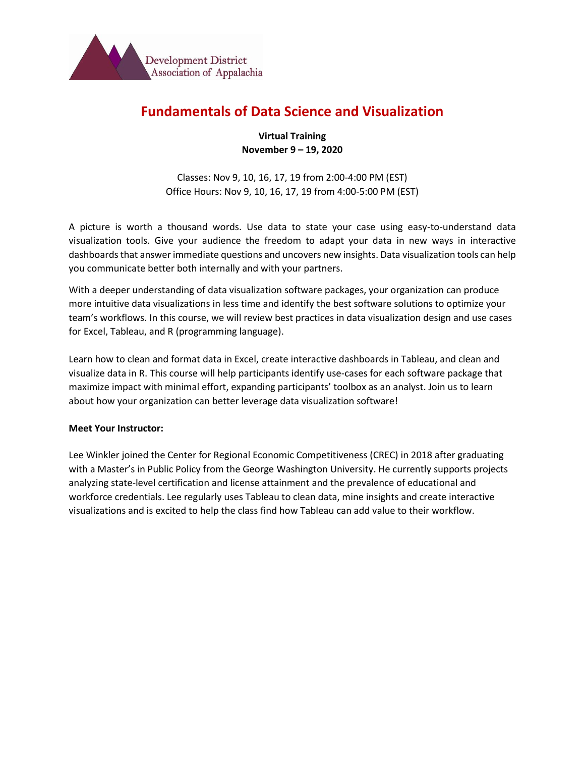Development District Association of Appalachia

# Fundamentals of Data Science and Visualization

**Virtual Training**
**November 9 – 19, 2020**

Classes: Nov 9, 10, 16, 17, 19 from 2:00-4:00 PM (EST)
Office Hours: Nov 9, 10, 16, 17, 19 from 4:00-5:00 PM (EST)

A picture is worth a thousand words. Use data to state your case using easy-to-understand data visualization tools. Give your audience the freedom to adapt your data in new ways in interactive dashboards that answer immediate questions and uncovers new insights. Data visualization tools can help you communicate better both internally and with your partners.

With a deeper understanding of data visualization software packages, your organization can produce more intuitive data visualizations in less time and identify the best software solutions to optimize your team's workflows. In this course, we will review best practices in data visualization design and use cases for Excel, Tableau, and R (programming language).

Learn how to clean and format data in Excel, create interactive dashboards in Tableau, and clean and visualize data in R. This course will help participants identify use-cases for each software package that maximize impact with minimal effort, expanding participants' toolbox as an analyst. Join us to learn about how your organization can better leverage data visualization software!

**Meet Your Instructor:**

Lee Winkler joined the Center for Regional Economic Competitiveness (CREC) in 2018 after graduating with a Master's in Public Policy from the George Washington University. He currently supports projects analyzing state-level certification and license attainment and the prevalence of educational and workforce credentials. Lee regularly uses Tableau to clean data, mine insights and create interactive visualizations and is excited to help the class find how Tableau can add value to their workflow.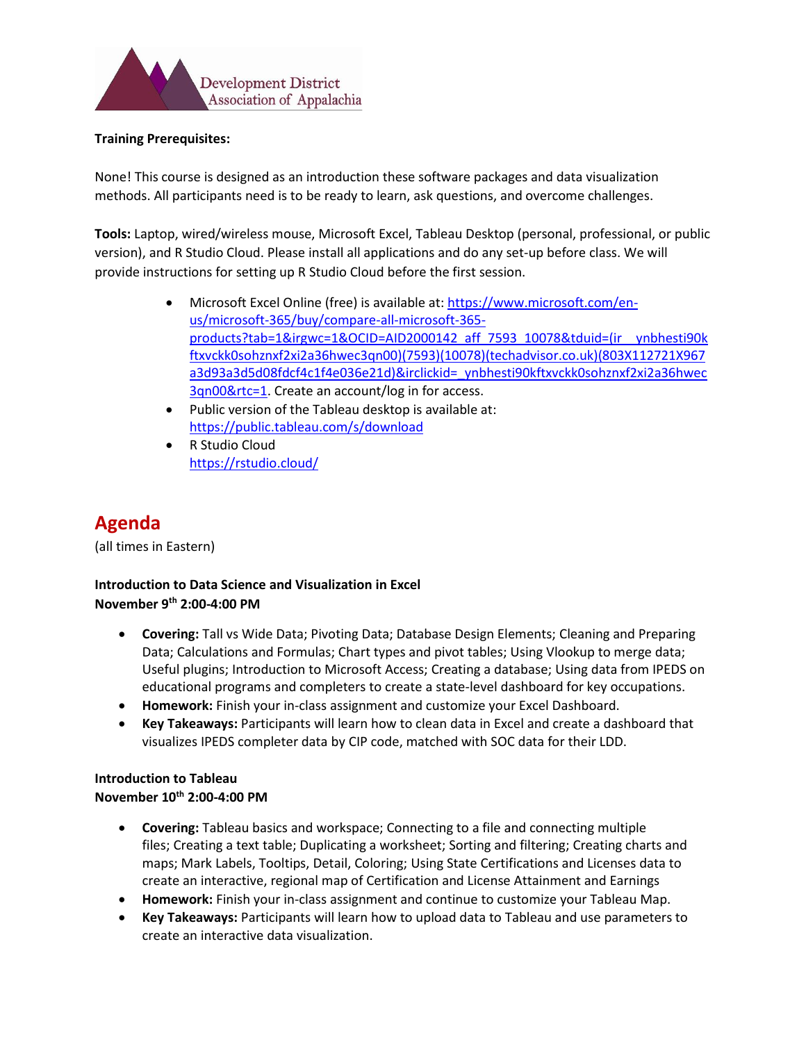**Training Prerequisites:**

None! This course is designed as an introduction these software packages and data visualization methods. All participants need is to be ready to learn, ask questions, and overcome challenges.

**Tools:** Laptop, wired/wireless mouse, Microsoft Excel, Tableau Desktop (personal, professional, or public version), and R Studio Cloud. Please install all applications and do any set-up before class. We will provide instructions for setting up R Studio Cloud before the first session.

- Microsoft Excel Online (free) is available at: https://www.microsoft.com/en-us/microsoft-365/buy/compare-all-microsoft-365-products?tab=1&irgwc=1&OCID=AID2000142_aff_7593_10078&tduid=(ir__ynbhesti90kftxvckk0sohznxf2xi2a36hwec3qn00)(7593)(10078)(techadvisor.co.uk)(803X112721X967a3d93a3d5d08fdcf4c1f4e036e21d)&irclickid=_ynbhesti90kftxvckk0sohznxf2xi2a36hwec3qn00&rtc=1. Create an account/log in for access.
- Public version of the Tableau desktop is available at: https://public.tableau.com/s/download
- R Studio Cloud https://rstudio.cloud/

# Agenda

(all times in Eastern)

**Introduction to Data Science and Visualization in Excel**
**November 9th 2:00-4:00 PM**

- **Covering:** Tall vs Wide Data; Pivoting Data; Database Design Elements; Cleaning and Preparing Data; Calculations and Formulas; Chart types and pivot tables; Using Vlookup to merge data; Useful plugins; Introduction to Microsoft Access; Creating a database; Using data from IPEDS on educational programs and completers to create a state-level dashboard for key occupations.
- **Homework:** Finish your in-class assignment and customize your Excel Dashboard.
- **Key Takeaways:** Participants will learn how to clean data in Excel and create a dashboard that visualizes IPEDS completer data by CIP code, matched with SOC data for their LDD.

**Introduction to Tableau**
**November 10th 2:00-4:00 PM**

- **Covering:** Tableau basics and workspace; Connecting to a file and connecting multiple files; Creating a text table; Duplicating a worksheet; Sorting and filtering; Creating charts and maps; Mark Labels, Tooltips, Detail, Coloring; Using State Certifications and Licenses data to create an interactive, regional map of Certification and License Attainment and Earnings
- **Homework:** Finish your in-class assignment and continue to customize your Tableau Map.
- **Key Takeaways:** Participants will learn how to upload data to Tableau and use parameters to create an interactive data visualization.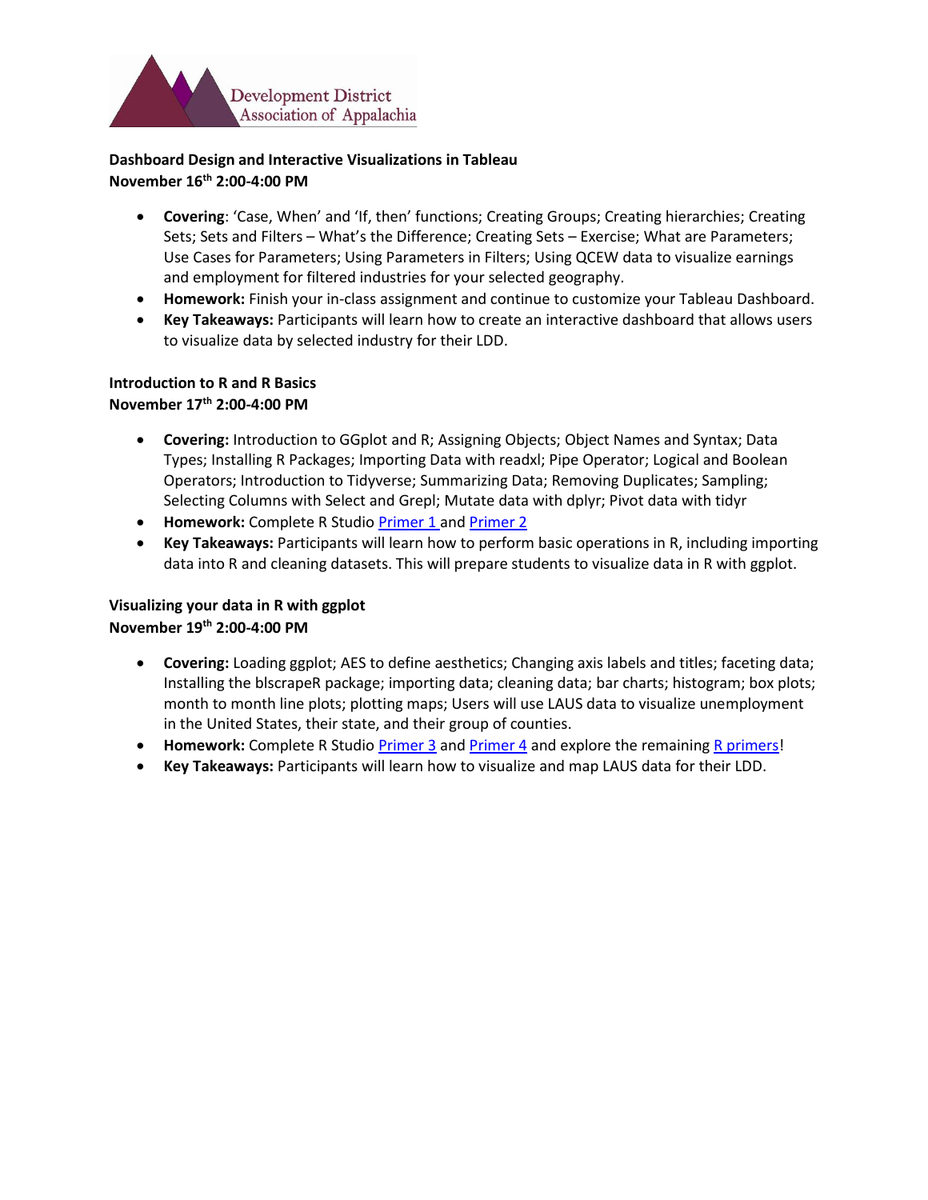Development District Association of Appalachia

**Dashboard Design and Interactive Visualizations in Tableau**
**November 16th 2:00-4:00 PM**

- **Covering**: 'Case, When' and 'If, then' functions; Creating Groups; Creating hierarchies; Creating Sets; Sets and Filters – What's the Difference; Creating Sets – Exercise; What are Parameters; Use Cases for Parameters; Using Parameters in Filters; Using QCEW data to visualize earnings and employment for filtered industries for your selected geography.
- **Homework:** Finish your in-class assignment and continue to customize your Tableau Dashboard.
- **Key Takeaways:** Participants will learn how to create an interactive dashboard that allows users to visualize data by selected industry for their LDD.

**Introduction to R and R Basics**
**November 17th 2:00-4:00 PM**

- **Covering:** Introduction to GGplot and R; Assigning Objects; Object Names and Syntax; Data Types; Installing R Packages; Importing Data with readxl; Pipe Operator; Logical and Boolean Operators; Introduction to Tidyverse; Summarizing Data; Removing Duplicates; Sampling; Selecting Columns with Select and Grepl; Mutate data with dplyr; Pivot data with tidyr
- **Homework:** Complete R Studio Primer 1 and Primer 2
- **Key Takeaways:** Participants will learn how to perform basic operations in R, including importing data into R and cleaning datasets. This will prepare students to visualize data in R with ggplot.

**Visualizing your data in R with ggplot**
**November 19th 2:00-4:00 PM**

- **Covering:** Loading ggplot; AES to define aesthetics; Changing axis labels and titles; faceting data; Installing the blscrapeR package; importing data; cleaning data; bar charts; histogram; box plots; month to month line plots; plotting maps; Users will use LAUS data to visualize unemployment in the United States, their state, and their group of counties.
- **Homework:** Complete R Studio Primer 3 and Primer 4 and explore the remaining R primers!
- **Key Takeaways:** Participants will learn how to visualize and map LAUS data for their LDD.